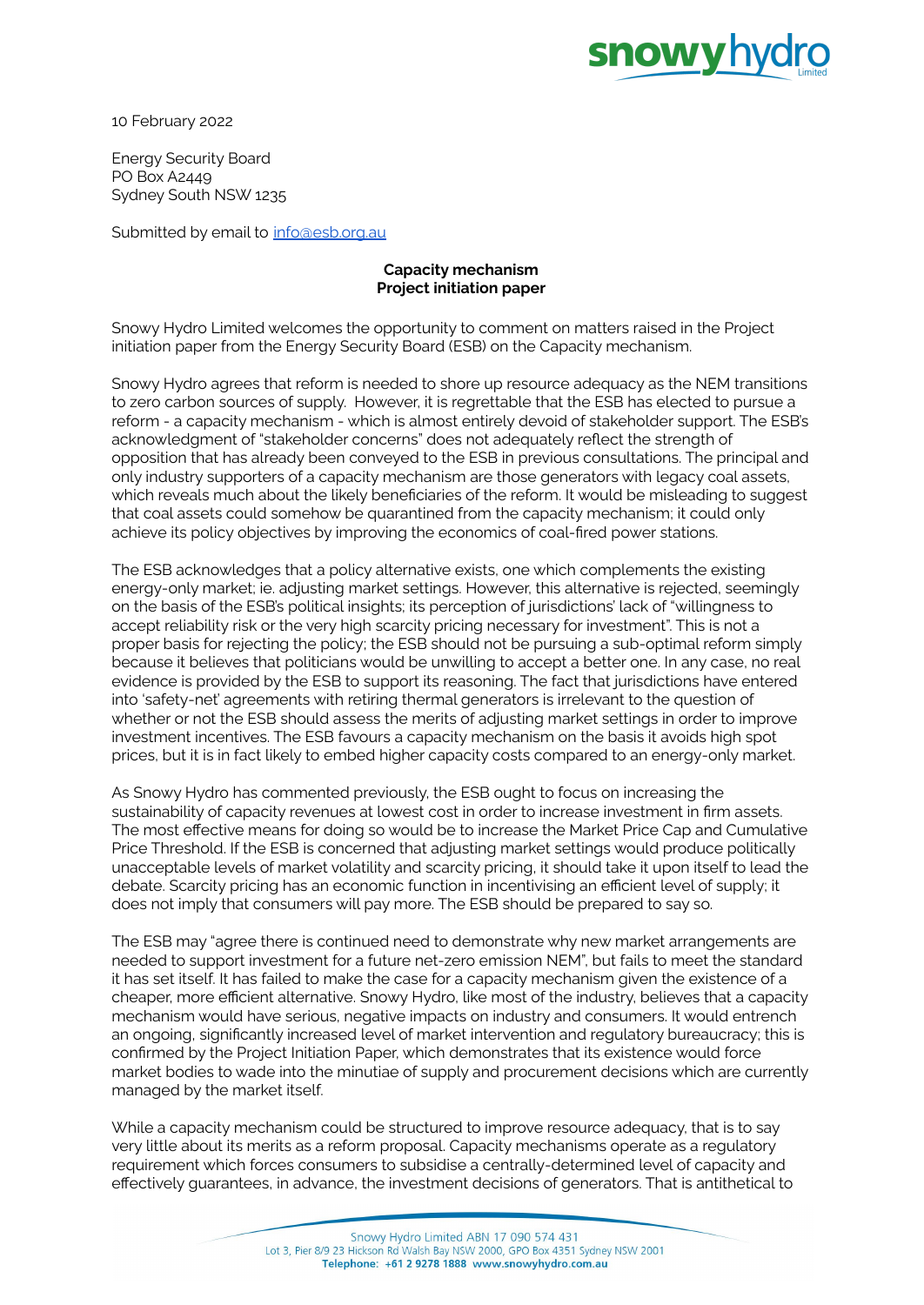10 February 2022

Energy Security Board
PO Box A2449
Sydney South NSW 1235

Submitted by email to info@esb.org.au

**Capacity mechanism**
**Project initiation paper**

Snowy Hydro Limited welcomes the opportunity to comment on matters raised in the Project initiation paper from the Energy Security Board (ESB) on the Capacity mechanism.

Snowy Hydro agrees that reform is needed to shore up resource adequacy as the NEM transitions to zero carbon sources of supply. However, it is regrettable that the ESB has elected to pursue a reform - a capacity mechanism - which is almost entirely devoid of stakeholder support. The ESB's acknowledgment of "stakeholder concerns" does not adequately reflect the strength of opposition that has already been conveyed to the ESB in previous consultations. The principal and only industry supporters of a capacity mechanism are those generators with legacy coal assets, which reveals much about the likely beneficiaries of the reform. It would be misleading to suggest that coal assets could somehow be quarantined from the capacity mechanism; it could only achieve its policy objectives by improving the economics of coal-fired power stations.

The ESB acknowledges that a policy alternative exists, one which complements the existing energy-only market; ie. adjusting market settings. However, this alternative is rejected, seemingly on the basis of the ESB's political insights; its perception of jurisdictions' lack of "willingness to accept reliability risk or the very high scarcity pricing necessary for investment". This is not a proper basis for rejecting the policy; the ESB should not be pursuing a sub-optimal reform simply because it believes that politicians would be unwilling to accept a better one. In any case, no real evidence is provided by the ESB to support its reasoning. The fact that jurisdictions have entered into 'safety-net' agreements with retiring thermal generators is irrelevant to the question of whether or not the ESB should assess the merits of adjusting market settings in order to improve investment incentives. The ESB favours a capacity mechanism on the basis it avoids high spot prices, but it is in fact likely to embed higher capacity costs compared to an energy-only market.

As Snowy Hydro has commented previously, the ESB ought to focus on increasing the sustainability of capacity revenues at lowest cost in order to increase investment in firm assets. The most effective means for doing so would be to increase the Market Price Cap and Cumulative Price Threshold. If the ESB is concerned that adjusting market settings would produce politically unacceptable levels of market volatility and scarcity pricing, it should take it upon itself to lead the debate. Scarcity pricing has an economic function in incentivising an efficient level of supply; it does not imply that consumers will pay more. The ESB should be prepared to say so.

The ESB may "agree there is continued need to demonstrate why new market arrangements are needed to support investment for a future net-zero emission NEM", but fails to meet the standard it has set itself. It has failed to make the case for a capacity mechanism given the existence of a cheaper, more efficient alternative. Snowy Hydro, like most of the industry, believes that a capacity mechanism would have serious, negative impacts on industry and consumers. It would entrench an ongoing, significantly increased level of market intervention and regulatory bureaucracy; this is confirmed by the Project Initiation Paper, which demonstrates that its existence would force market bodies to wade into the minutiae of supply and procurement decisions which are currently managed by the market itself.

While a capacity mechanism could be structured to improve resource adequacy, that is to say very little about its merits as a reform proposal. Capacity mechanisms operate as a regulatory requirement which forces consumers to subsidise a centrally-determined level of capacity and effectively guarantees, in advance, the investment decisions of generators. That is antithetical to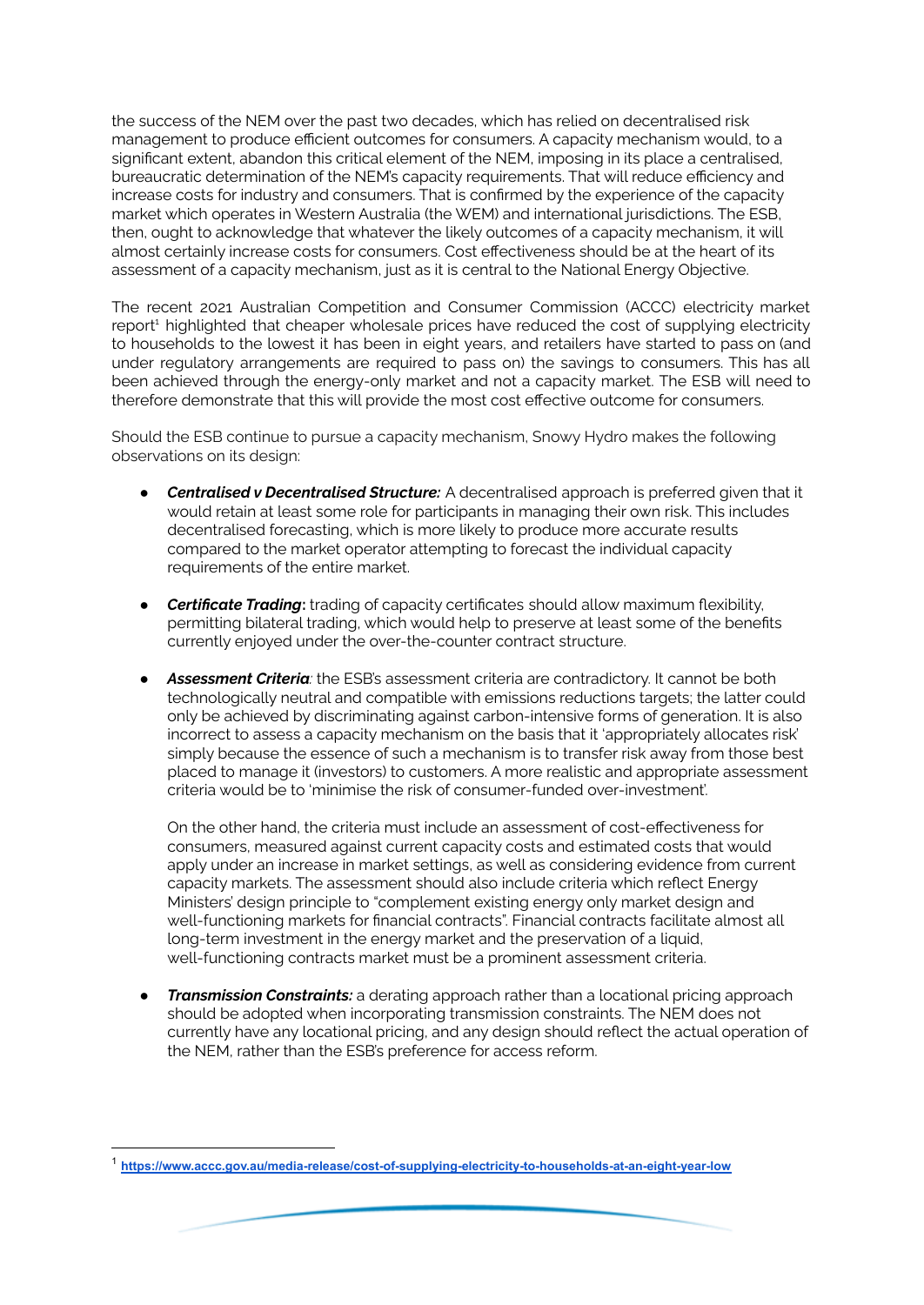the success of the NEM over the past two decades, which has relied on decentralised risk management to produce efficient outcomes for consumers. A capacity mechanism would, to a significant extent, abandon this critical element of the NEM, imposing in its place a centralised, bureaucratic determination of the NEM's capacity requirements. That will reduce efficiency and increase costs for industry and consumers. That is confirmed by the experience of the capacity market which operates in Western Australia (the WEM) and international jurisdictions. The ESB, then, ought to acknowledge that whatever the likely outcomes of a capacity mechanism, it will almost certainly increase costs for consumers. Cost effectiveness should be at the heart of its assessment of a capacity mechanism, just as it is central to the National Energy Objective.

The recent 2021 Australian Competition and Consumer Commission (ACCC) electricity market report[1] highlighted that cheaper wholesale prices have reduced the cost of supplying electricity to households to the lowest it has been in eight years, and retailers have started to pass on (and under regulatory arrangements are required to pass on) the savings to consumers. This has all been achieved through the energy-only market and not a capacity market. The ESB will need to therefore demonstrate that this will provide the most cost effective outcome for consumers.

Should the ESB continue to pursue a capacity mechanism, Snowy Hydro makes the following observations on its design:

- ***Centralised v Decentralised Structure:*** A decentralised approach is preferred given that it would retain at least some role for participants in managing their own risk. This includes decentralised forecasting, which is more likely to produce more accurate results compared to the market operator attempting to forecast the individual capacity requirements of the entire market.

- ***Certificate Trading*:** trading of capacity certificates should allow maximum flexibility, permitting bilateral trading, which would help to preserve at least some of the benefits currently enjoyed under the over-the-counter contract structure.

- ***Assessment Criteria**:* the ESB's assessment criteria are contradictory. It cannot be both technologically neutral and compatible with emissions reductions targets; the latter could only be achieved by discriminating against carbon-intensive forms of generation. It is also incorrect to assess a capacity mechanism on the basis that it 'appropriately allocates risk' simply because the essence of such a mechanism is to transfer risk away from those best placed to manage it (investors) to customers. A more realistic and appropriate assessment criteria would be to 'minimise the risk of consumer-funded over-investment'.

  On the other hand, the criteria must include an assessment of cost-effectiveness for consumers, measured against current capacity costs and estimated costs that would apply under an increase in market settings, as well as considering evidence from current capacity markets. The assessment should also include criteria which reflect Energy Ministers' design principle to "complement existing energy only market design and well-functioning markets for financial contracts". Financial contracts facilitate almost all long-term investment in the energy market and the preservation of a liquid, well-functioning contracts market must be a prominent assessment criteria.

- ***Transmission Constraints:*** a derating approach rather than a locational pricing approach should be adopted when incorporating transmission constraints. The NEM does not currently have any locational pricing, and any design should reflect the actual operation of the NEM, rather than the ESB's preference for access reform.

[1] https://www.accc.gov.au/media-release/cost-of-supplying-electricity-to-households-at-an-eight-year-low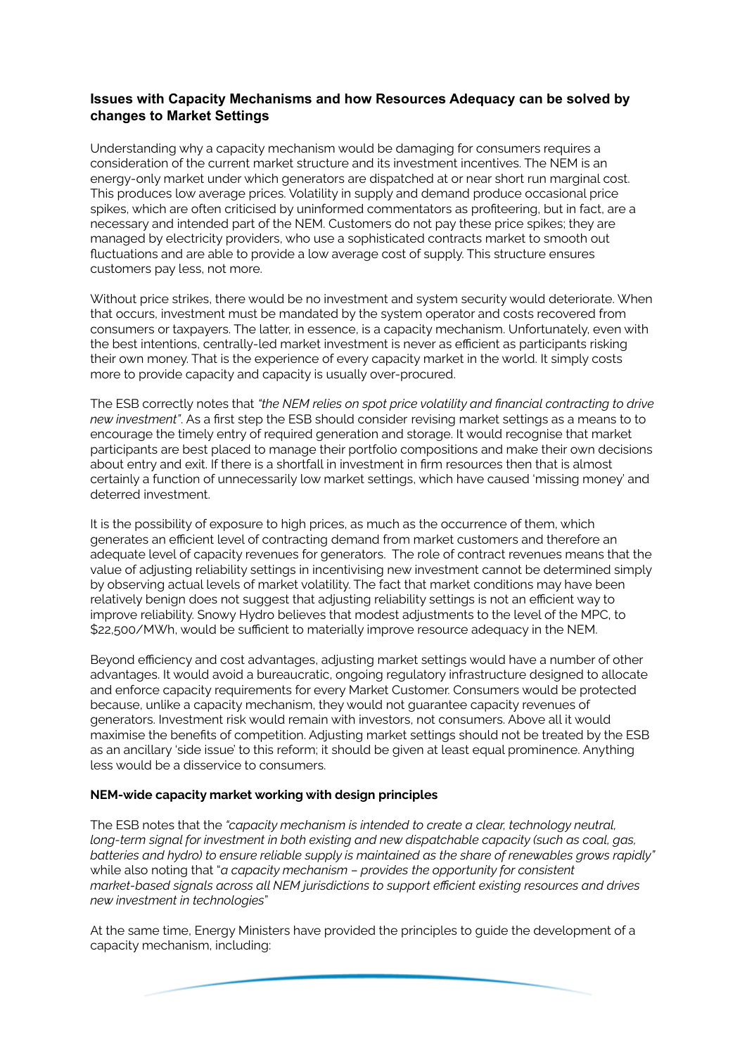### Issues with Capacity Mechanisms and how Resources Adequacy can be solved by changes to Market Settings

Understanding why a capacity mechanism would be damaging for consumers requires a consideration of the current market structure and its investment incentives. The NEM is an energy-only market under which generators are dispatched at or near short run marginal cost. This produces low average prices. Volatility in supply and demand produce occasional price spikes, which are often criticised by uninformed commentators as profiteering, but in fact, are a necessary and intended part of the NEM. Customers do not pay these price spikes; they are managed by electricity providers, who use a sophisticated contracts market to smooth out fluctuations and are able to provide a low average cost of supply. This structure ensures customers pay less, not more.

Without price strikes, there would be no investment and system security would deteriorate. When that occurs, investment must be mandated by the system operator and costs recovered from consumers or taxpayers. The latter, in essence, is a capacity mechanism. Unfortunately, even with the best intentions, centrally-led market investment is never as efficient as participants risking their own money. That is the experience of every capacity market in the world. It simply costs more to provide capacity and capacity is usually over-procured.

The ESB correctly notes that *"the NEM relies on spot price volatility and financial contracting to drive new investment"*. As a first step the ESB should consider revising market settings as a means to to encourage the timely entry of required generation and storage. It would recognise that market participants are best placed to manage their portfolio compositions and make their own decisions about entry and exit. If there is a shortfall in investment in firm resources then that is almost certainly a function of unnecessarily low market settings, which have caused 'missing money' and deterred investment.

It is the possibility of exposure to high prices, as much as the occurrence of them, which generates an efficient level of contracting demand from market customers and therefore an adequate level of capacity revenues for generators. The role of contract revenues means that the value of adjusting reliability settings in incentivising new investment cannot be determined simply by observing actual levels of market volatility. The fact that market conditions may have been relatively benign does not suggest that adjusting reliability settings is not an efficient way to improve reliability. Snowy Hydro believes that modest adjustments to the level of the MPC, to $22,500/MWh, would be sufficient to materially improve resource adequacy in the NEM.

Beyond efficiency and cost advantages, adjusting market settings would have a number of other advantages. It would avoid a bureaucratic, ongoing regulatory infrastructure designed to allocate and enforce capacity requirements for every Market Customer. Consumers would be protected because, unlike a capacity mechanism, they would not guarantee capacity revenues of generators. Investment risk would remain with investors, not consumers. Above all it would maximise the benefits of competition. Adjusting market settings should not be treated by the ESB as an ancillary 'side issue' to this reform; it should be given at least equal prominence. Anything less would be a disservice to consumers.

**NEM-wide capacity market working with design principles**

The ESB notes that the *"capacity mechanism is intended to create a clear, technology neutral, long-term signal for investment in both existing and new dispatchable capacity (such as coal, gas, batteries and hydro) to ensure reliable supply is maintained as the share of renewables grows rapidly"* while also noting that "*a capacity mechanism – provides the opportunity for consistent market-based signals across all NEM jurisdictions to support efficient existing resources and drives new investment in technologies*"

At the same time, Energy Ministers have provided the principles to guide the development of a capacity mechanism, including: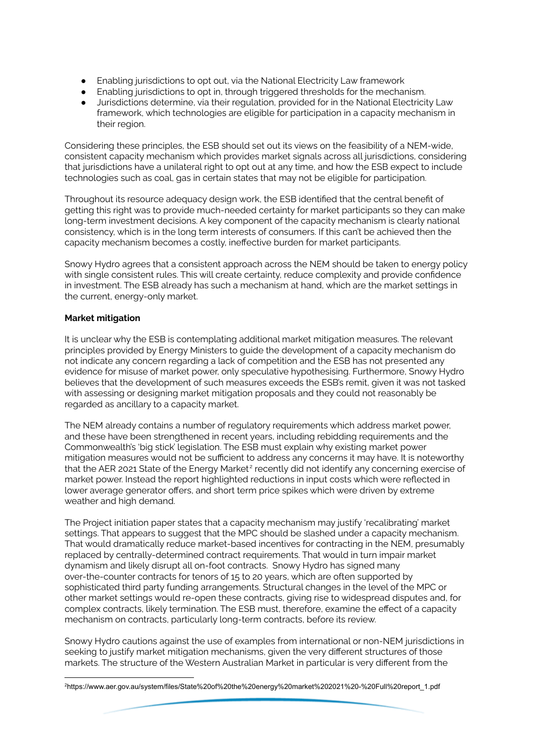- Enabling jurisdictions to opt out, via the National Electricity Law framework
- Enabling jurisdictions to opt in, through triggered thresholds for the mechanism.
- Jurisdictions determine, via their regulation, provided for in the National Electricity Law framework, which technologies are eligible for participation in a capacity mechanism in their region.

Considering these principles, the ESB should set out its views on the feasibility of a NEM-wide, consistent capacity mechanism which provides market signals across all jurisdictions, considering that jurisdictions have a unilateral right to opt out at any time, and how the ESB expect to include technologies such as coal, gas in certain states that may not be eligible for participation.

Throughout its resource adequacy design work, the ESB identified that the central benefit of getting this right was to provide much-needed certainty for market participants so they can make long-term investment decisions. A key component of the capacity mechanism is clearly national consistency, which is in the long term interests of consumers. If this can't be achieved then the capacity mechanism becomes a costly, ineffective burden for market participants.

Snowy Hydro agrees that a consistent approach across the NEM should be taken to energy policy with single consistent rules. This will create certainty, reduce complexity and provide confidence in investment. The ESB already has such a mechanism at hand, which are the market settings in the current, energy-only market.

**Market mitigation**

It is unclear why the ESB is contemplating additional market mitigation measures. The relevant principles provided by Energy Ministers to guide the development of a capacity mechanism do not indicate any concern regarding a lack of competition and the ESB has not presented any evidence for misuse of market power, only speculative hypothesising. Furthermore, Snowy Hydro believes that the development of such measures exceeds the ESB's remit, given it was not tasked with assessing or designing market mitigation proposals and they could not reasonably be regarded as ancillary to a capacity market.

The NEM already contains a number of regulatory requirements which address market power, and these have been strengthened in recent years, including rebidding requirements and the Commonwealth's 'big stick' legislation. The ESB must explain why existing market power mitigation measures would not be sufficient to address any concerns it may have. It is noteworthy that the AER 2021 State of the Energy Market[2] recently did not identify any concerning exercise of market power. Instead the report highlighted reductions in input costs which were reflected in lower average generator offers, and short term price spikes which were driven by extreme weather and high demand.

The Project initiation paper states that a capacity mechanism may justify 'recalibrating' market settings. That appears to suggest that the MPC should be slashed under a capacity mechanism. That would dramatically reduce market-based incentives for contracting in the NEM, presumably replaced by centrally-determined contract requirements. That would in turn impair market dynamism and likely disrupt all on-foot contracts. Snowy Hydro has signed many over-the-counter contracts for tenors of 15 to 20 years, which are often supported by sophisticated third party funding arrangements. Structural changes in the level of the MPC or other market settings would re-open these contracts, giving rise to widespread disputes and, for complex contracts, likely termination. The ESB must, therefore, examine the effect of a capacity mechanism on contracts, particularly long-term contracts, before its review.

Snowy Hydro cautions against the use of examples from international or non-NEM jurisdictions in seeking to justify market mitigation mechanisms, given the very different structures of those markets. The structure of the Western Australian Market in particular is very different from the

[2] https://www.aer.gov.au/system/files/State%20of%20the%20energy%20market%202021%20-%20Full%20report_1.pdf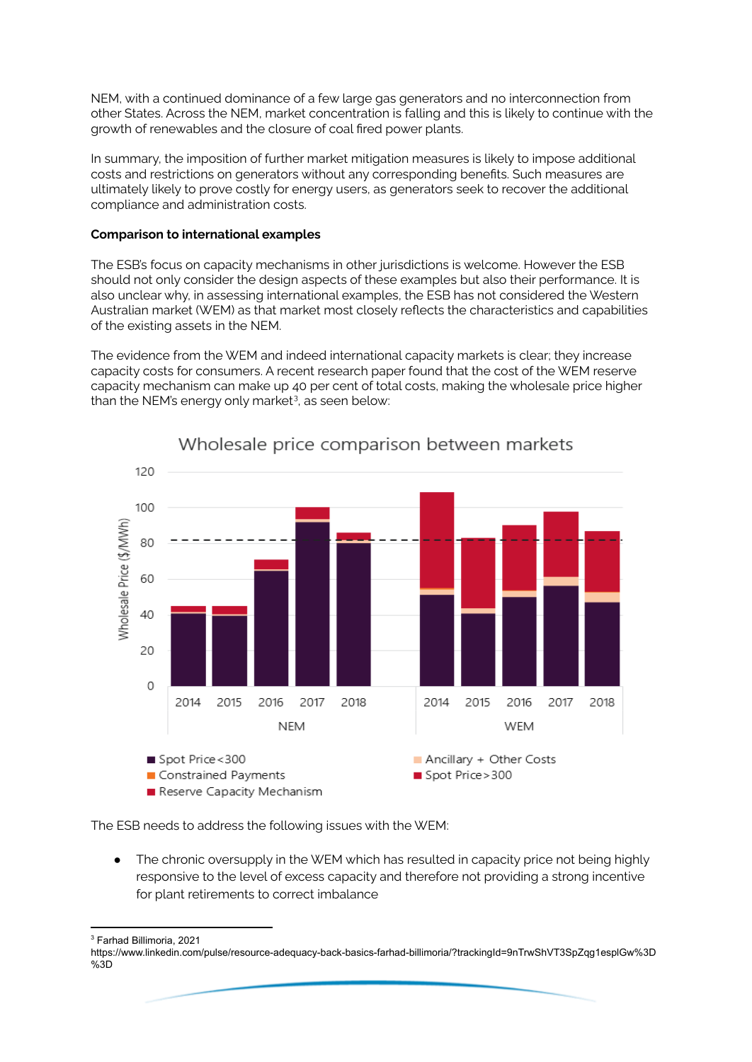NEM, with a continued dominance of a few large gas generators and no interconnection from other States. Across the NEM, market concentration is falling and this is likely to continue with the growth of renewables and the closure of coal fired power plants.

In summary, the imposition of further market mitigation measures is likely to impose additional costs and restrictions on generators without any corresponding benefits. Such measures are ultimately likely to prove costly for energy users, as generators seek to recover the additional compliance and administration costs.

**Comparison to international examples**

The ESB's focus on capacity mechanisms in other jurisdictions is welcome. However the ESB should not only consider the design aspects of these examples but also their performance. It is also unclear why, in assessing international examples, the ESB has not considered the Western Australian market (WEM) as that market most closely reflects the characteristics and capabilities of the existing assets in the NEM.

The evidence from the WEM and indeed international capacity markets is clear; they increase capacity costs for consumers. A recent research paper found that the cost of the WEM reserve capacity mechanism can make up 40 per cent of total costs, making the wholesale price higher than the NEM's energy only market[3], as seen below:

Wholesale price comparison between markets

Wholesale Price ($/MWh)

NEM: 2014, 2015, 2016, 2017, 2018 — WEM: 2014, 2015, 2016, 2017, 2018

Spot Price<300 | Constrained Payments | Reserve Capacity Mechanism | Ancillary + Other Costs | Spot Price>300

The ESB needs to address the following issues with the WEM:

- The chronic oversupply in the WEM which has resulted in capacity price not being highly responsive to the level of excess capacity and therefore not providing a strong incentive for plant retirements to correct imbalance

[3] Farhad Billimoria, 2021 https://www.linkedin.com/pulse/resource-adequacy-back-basics-farhad-billimoria/?trackingId=9nTrwShVT3SpZqg1esplGw%3D%3D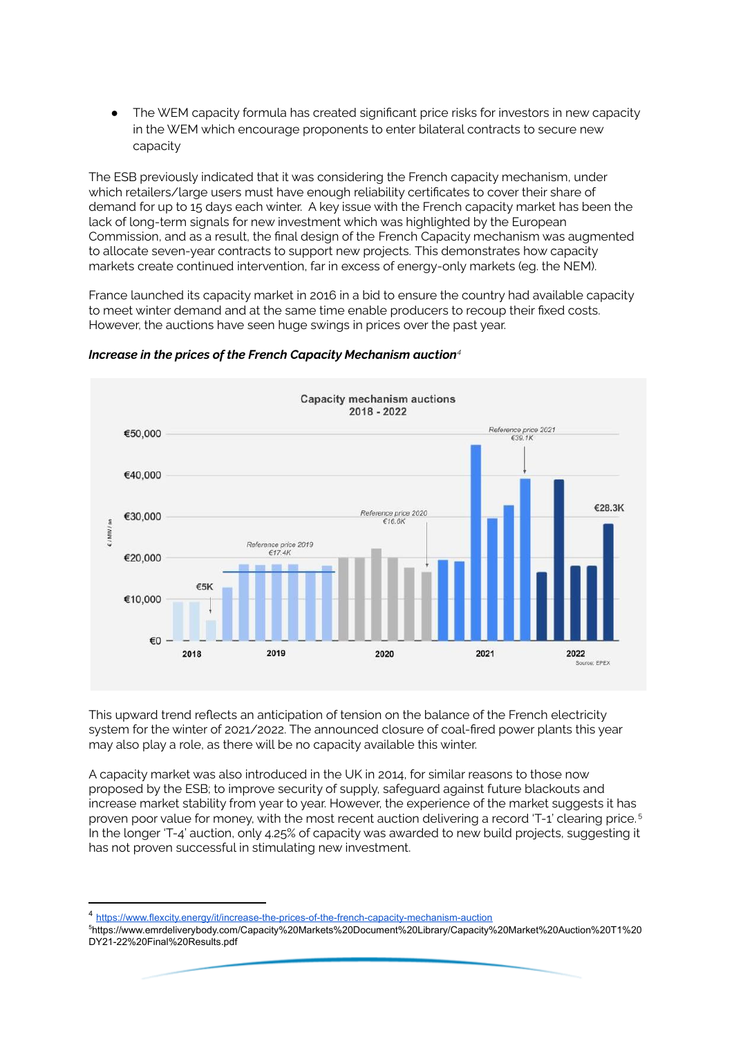- The WEM capacity formula has created significant price risks for investors in new capacity in the WEM which encourage proponents to enter bilateral contracts to secure new capacity

The ESB previously indicated that it was considering the French capacity mechanism, under which retailers/large users must have enough reliability certificates to cover their share of demand for up to 15 days each winter. A key issue with the French capacity market has been the lack of long-term signals for new investment which was highlighted by the European Commission, and as a result, the final design of the French Capacity mechanism was augmented to allocate seven-year contracts to support new projects. This demonstrates how capacity markets create continued intervention, far in excess of energy-only markets (eg. the NEM).

France launched its capacity market in 2016 in a bid to ensure the country had available capacity to meet winter demand and at the same time enable producers to recoup their fixed costs. However, the auctions have seen huge swings in prices over the past year.

***Increase in the prices of the French Capacity Mechanism auction***[4]

Capacity mechanism auctions
2018 - 2022

€/MW/an

Reference price 2019 €17.4K · Reference price 2020 €16.8K · Reference price 2021 €39.1K · €5K · €28.3K

2018 · 2019 · 2020 · 2021 · 2022

Source: EPEX

This upward trend reflects an anticipation of tension on the balance of the French electricity system for the winter of 2021/2022. The announced closure of coal-fired power plants this year may also play a role, as there will be no capacity available this winter.

A capacity market was also introduced in the UK in 2014, for similar reasons to those now proposed by the ESB; to improve security of supply, safeguard against future blackouts and increase market stability from year to year. However, the experience of the market suggests it has proven poor value for money, with the most recent auction delivering a record 'T-1' clearing price.[5] In the longer 'T-4' auction, only 4.25% of capacity was awarded to new build projects, suggesting it has not proven successful in stimulating new investment.

---

[4] https://www.flexcity.energy/it/increase-the-prices-of-the-french-capacity-mechanism-auction

[5] https://www.emrdeliverybody.com/Capacity%20Markets%20Document%20Library/Capacity%20Market%20Auction%20T1%20DY21-22%20Final%20Results.pdf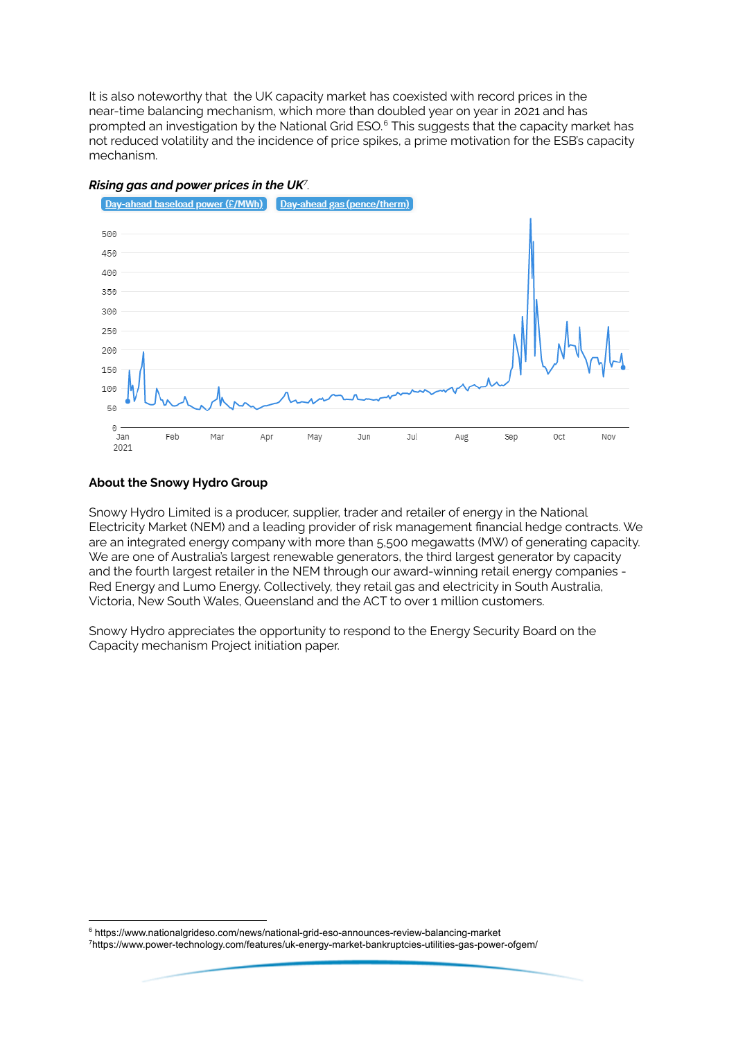It is also noteworthy that the UK capacity market has coexisted with record prices in the near-time balancing mechanism, which more than doubled year on year in 2021 and has prompted an investigation by the National Grid ESO.[6] This suggests that the capacity market has not reduced volatility and the incidence of price spikes, a prime motivation for the ESB's capacity mechanism.

***Rising gas and power prices in the UK***[7].

Day-ahead baseload power (£/MWh)
Day-ahead gas (pence/therm)

500
450
400
350
300
250
200
150
100
50
0

Jan 2021
Feb
Mar
Apr
May
Jun
Jul
Aug
Sep
Oct
Nov

### About the Snowy Hydro Group

Snowy Hydro Limited is a producer, supplier, trader and retailer of energy in the National Electricity Market (NEM) and a leading provider of risk management financial hedge contracts. We are an integrated energy company with more than 5,500 megawatts (MW) of generating capacity. We are one of Australia's largest renewable generators, the third largest generator by capacity and the fourth largest retailer in the NEM through our award-winning retail energy companies - Red Energy and Lumo Energy. Collectively, they retail gas and electricity in South Australia, Victoria, New South Wales, Queensland and the ACT to over 1 million customers.

Snowy Hydro appreciates the opportunity to respond to the Energy Security Board on the Capacity mechanism Project initiation paper.

---

[6] https://www.nationalgrideso.com/news/national-grid-eso-announces-review-balancing-market

[7] https://www.power-technology.com/features/uk-energy-market-bankruptcies-utilities-gas-power-ofgem/